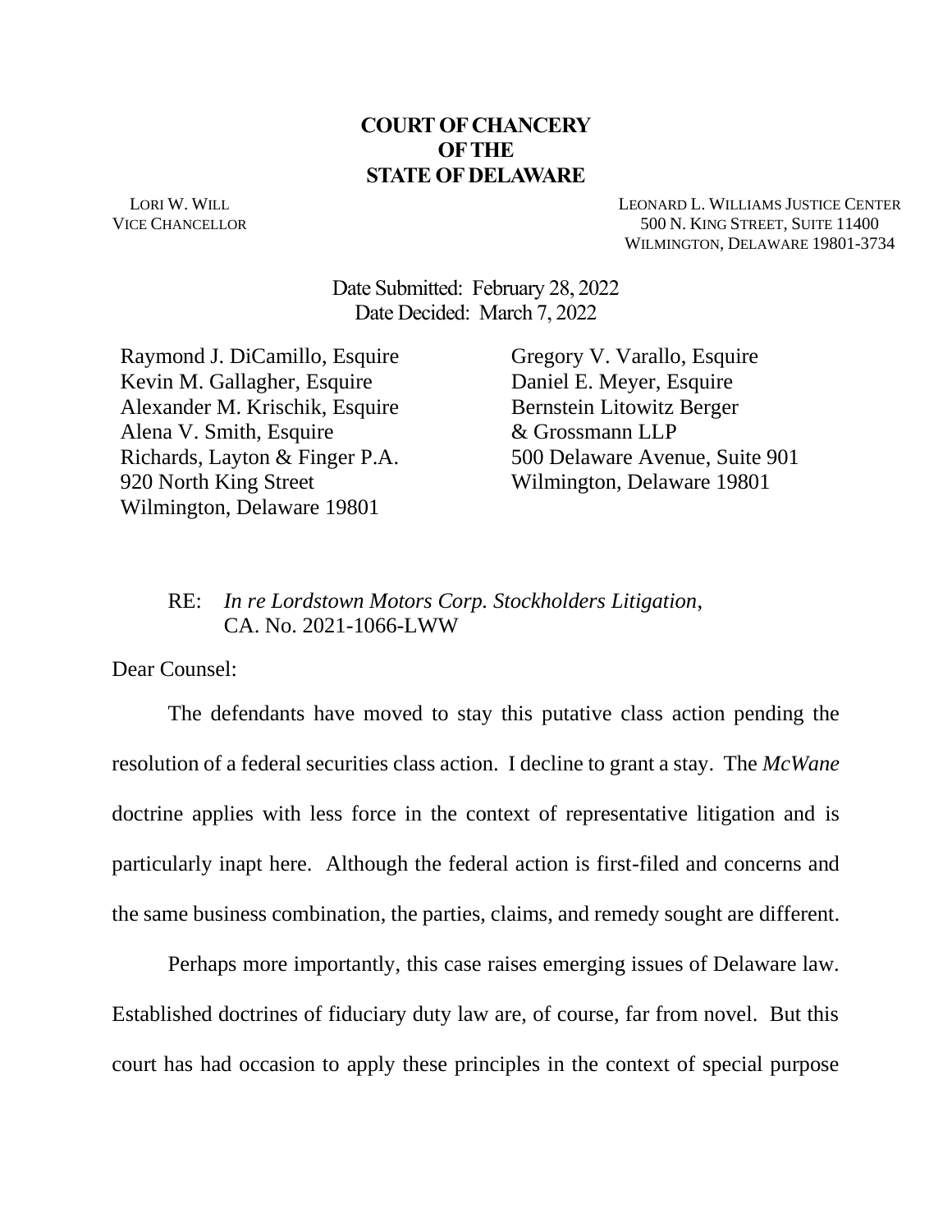**COURT OF CHANCERY**
**OF THE**
**STATE OF DELAWARE**

LORI W. WILL
VICE CHANCELLOR

LEONARD L. WILLIAMS JUSTICE CENTER
500 N. KING STREET, SUITE 11400
WILMINGTON, DELAWARE 19801-3734

Date Submitted: February 28, 2022
Date Decided: March 7, 2022

Raymond J. DiCamillo, Esquire
Kevin M. Gallagher, Esquire
Alexander M. Krischik, Esquire
Alena V. Smith, Esquire
Richards, Layton & Finger P.A.
920 North King Street
Wilmington, Delaware 19801

Gregory V. Varallo, Esquire
Daniel E. Meyer, Esquire
Bernstein Litowitz Berger
& Grossmann LLP
500 Delaware Avenue, Suite 901
Wilmington, Delaware 19801

RE: *In re Lordstown Motors Corp. Stockholders Litigation*,
CA. No. 2021-1066-LWW

Dear Counsel:

The defendants have moved to stay this putative class action pending the resolution of a federal securities class action. I decline to grant a stay. The *McWane* doctrine applies with less force in the context of representative litigation and is particularly inapt here. Although the federal action is first-filed and concerns and the same business combination, the parties, claims, and remedy sought are different.

Perhaps more importantly, this case raises emerging issues of Delaware law. Established doctrines of fiduciary duty law are, of course, far from novel. But this court has had occasion to apply these principles in the context of special purpose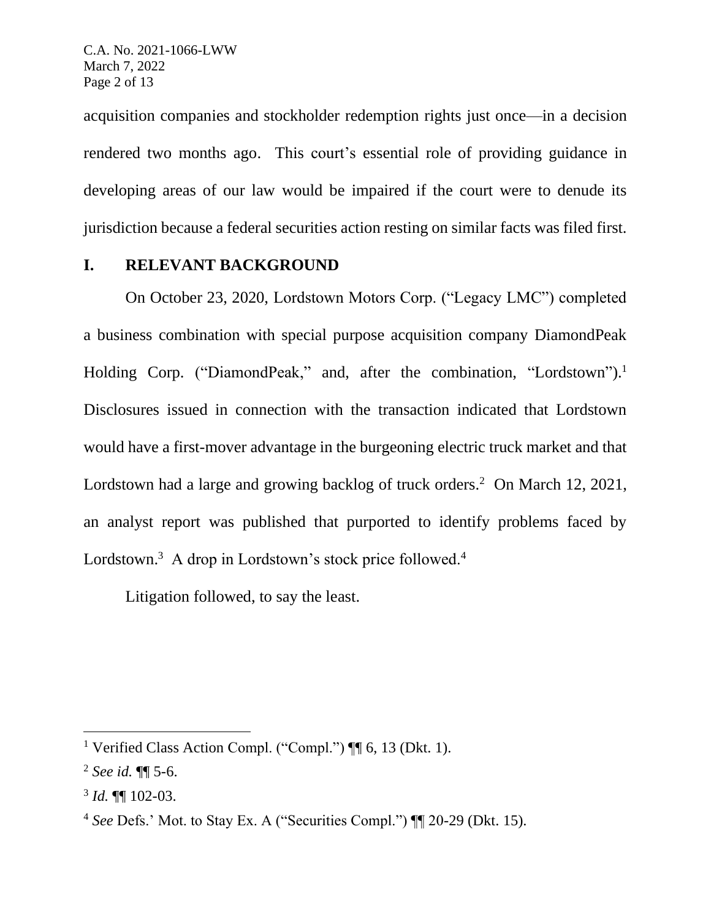acquisition companies and stockholder redemption rights just once—in a decision rendered two months ago. This court's essential role of providing guidance in developing areas of our law would be impaired if the court were to denude its jurisdiction because a federal securities action resting on similar facts was filed first.

## I. RELEVANT BACKGROUND

On October 23, 2020, Lordstown Motors Corp. ("Legacy LMC") completed a business combination with special purpose acquisition company DiamondPeak Holding Corp. ("DiamondPeak," and, after the combination, "Lordstown").[1] Disclosures issued in connection with the transaction indicated that Lordstown would have a first-mover advantage in the burgeoning electric truck market and that Lordstown had a large and growing backlog of truck orders.[2] On March 12, 2021, an analyst report was published that purported to identify problems faced by Lordstown.[3] A drop in Lordstown's stock price followed.[4]

Litigation followed, to say the least.

---

[1] Verified Class Action Compl. ("Compl.") ¶¶ 6, 13 (Dkt. 1).

[2] *See id.* ¶¶ 5-6.

[3] *Id.* ¶¶ 102-03.

[4] *See* Defs.' Mot. to Stay Ex. A ("Securities Compl.") ¶¶ 20-29 (Dkt. 15).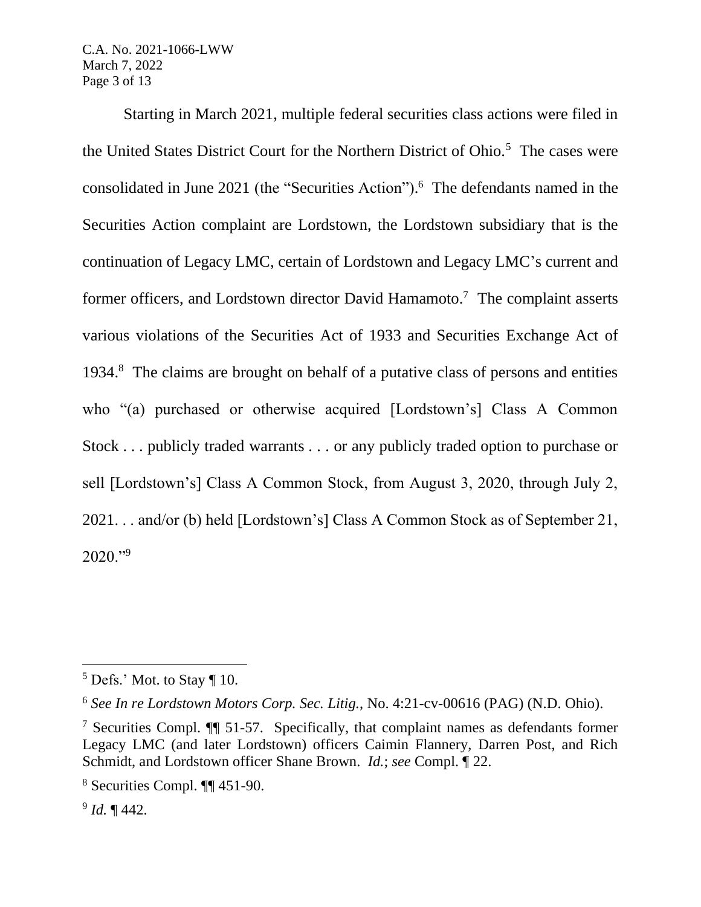Starting in March 2021, multiple federal securities class actions were filed in the United States District Court for the Northern District of Ohio.[5] The cases were consolidated in June 2021 (the "Securities Action").[6] The defendants named in the Securities Action complaint are Lordstown, the Lordstown subsidiary that is the continuation of Legacy LMC, certain of Lordstown and Legacy LMC's current and former officers, and Lordstown director David Hamamoto.[7] The complaint asserts various violations of the Securities Act of 1933 and Securities Exchange Act of 1934.[8] The claims are brought on behalf of a putative class of persons and entities who "(a) purchased or otherwise acquired [Lordstown's] Class A Common Stock . . . publicly traded warrants . . . or any publicly traded option to purchase or sell [Lordstown's] Class A Common Stock, from August 3, 2020, through July 2, 2021. . . and/or (b) held [Lordstown's] Class A Common Stock as of September 21, 2020."[9]

---

[5] Defs.' Mot. to Stay ¶ 10.

[6] *See In re Lordstown Motors Corp. Sec. Litig.*, No. 4:21-cv-00616 (PAG) (N.D. Ohio).

[7] Securities Compl. ¶¶ 51-57. Specifically, that complaint names as defendants former Legacy LMC (and later Lordstown) officers Caimin Flannery, Darren Post, and Rich Schmidt, and Lordstown officer Shane Brown. *Id.*; *see* Compl. ¶ 22.

[8] Securities Compl. ¶¶ 451-90.

[9] *Id.* ¶ 442.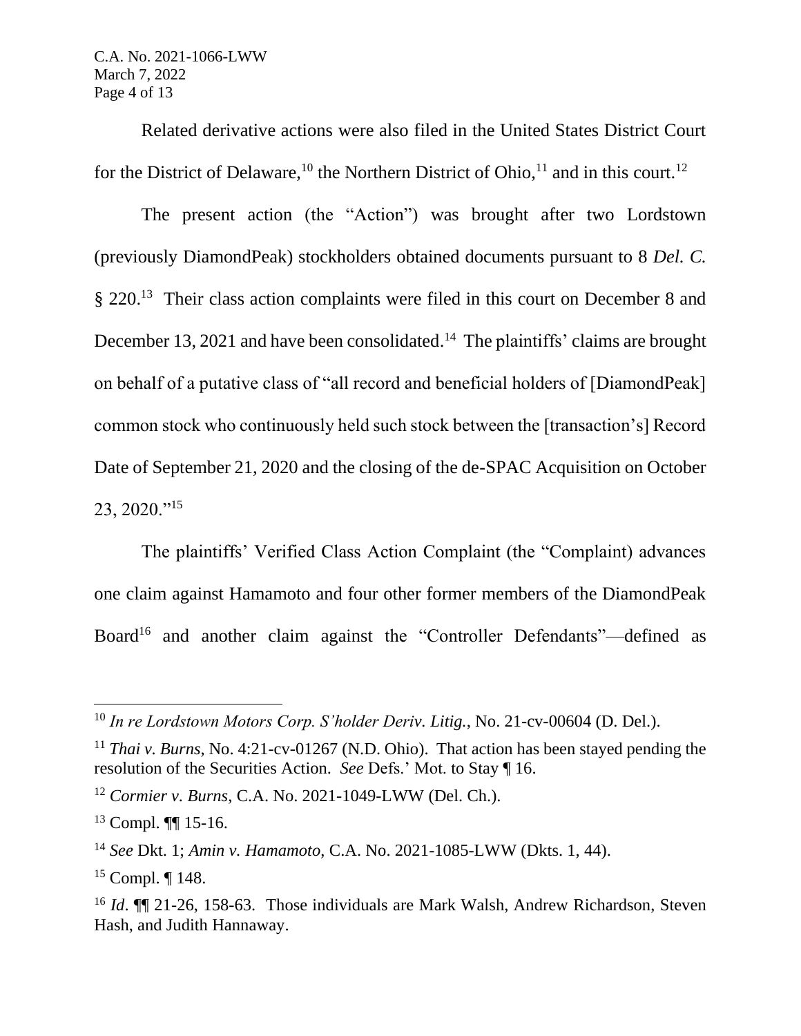Related derivative actions were also filed in the United States District Court for the District of Delaware,[10] the Northern District of Ohio,[11] and in this court.[12]

The present action (the "Action") was brought after two Lordstown (previously DiamondPeak) stockholders obtained documents pursuant to 8 *Del. C.* § 220.[13] Their class action complaints were filed in this court on December 8 and December 13, 2021 and have been consolidated.[14] The plaintiffs' claims are brought on behalf of a putative class of "all record and beneficial holders of [DiamondPeak] common stock who continuously held such stock between the [transaction's] Record Date of September 21, 2020 and the closing of the de-SPAC Acquisition on October 23, 2020."[15]

The plaintiffs' Verified Class Action Complaint (the "Complaint) advances one claim against Hamamoto and four other former members of the DiamondPeak Board[16] and another claim against the "Controller Defendants"—defined as

---

[10] *In re Lordstown Motors Corp. S'holder Deriv. Litig.*, No. 21-cv-00604 (D. Del.).

[11] *Thai v. Burns*, No. 4:21-cv-01267 (N.D. Ohio). That action has been stayed pending the resolution of the Securities Action. *See* Defs.' Mot. to Stay ¶ 16.

[12] *Cormier v. Burns*, C.A. No. 2021-1049-LWW (Del. Ch.).

[13] Compl. ¶¶ 15-16.

[14] *See* Dkt. 1; *Amin v. Hamamoto*, C.A. No. 2021-1085-LWW (Dkts. 1, 44).

[15] Compl. ¶ 148.

[16] *Id*. ¶¶ 21-26, 158-63. Those individuals are Mark Walsh, Andrew Richardson, Steven Hash, and Judith Hannaway.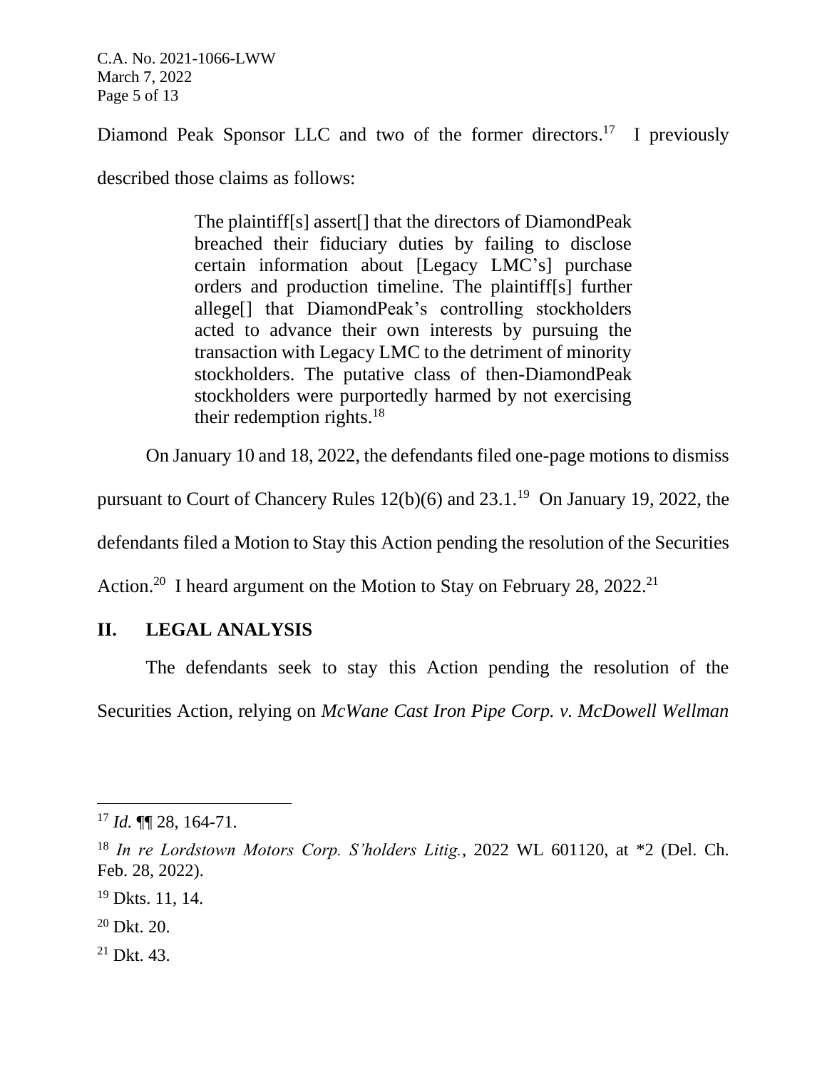Diamond Peak Sponsor LLC and two of the former directors.[17] I previously described those claims as follows:

> The plaintiff[s] assert[] that the directors of DiamondPeak breached their fiduciary duties by failing to disclose certain information about [Legacy LMC's] purchase orders and production timeline. The plaintiff[s] further allege[] that DiamondPeak's controlling stockholders acted to advance their own interests by pursuing the transaction with Legacy LMC to the detriment of minority stockholders. The putative class of then-DiamondPeak stockholders were purportedly harmed by not exercising their redemption rights.[18]

On January 10 and 18, 2022, the defendants filed one-page motions to dismiss pursuant to Court of Chancery Rules 12(b)(6) and 23.1.[19] On January 19, 2022, the defendants filed a Motion to Stay this Action pending the resolution of the Securities Action.[20] I heard argument on the Motion to Stay on February 28, 2022.[21]

## II. LEGAL ANALYSIS

The defendants seek to stay this Action pending the resolution of the Securities Action, relying on *McWane Cast Iron Pipe Corp. v. McDowell Wellman*

---

[17] *Id.* ¶¶ 28, 164-71.

[18] *In re Lordstown Motors Corp. S'holders Litig.*, 2022 WL 601120, at *2 (Del. Ch. Feb. 28, 2022).

[19] Dkts. 11, 14.

[20] Dkt. 20.

[21] Dkt. 43.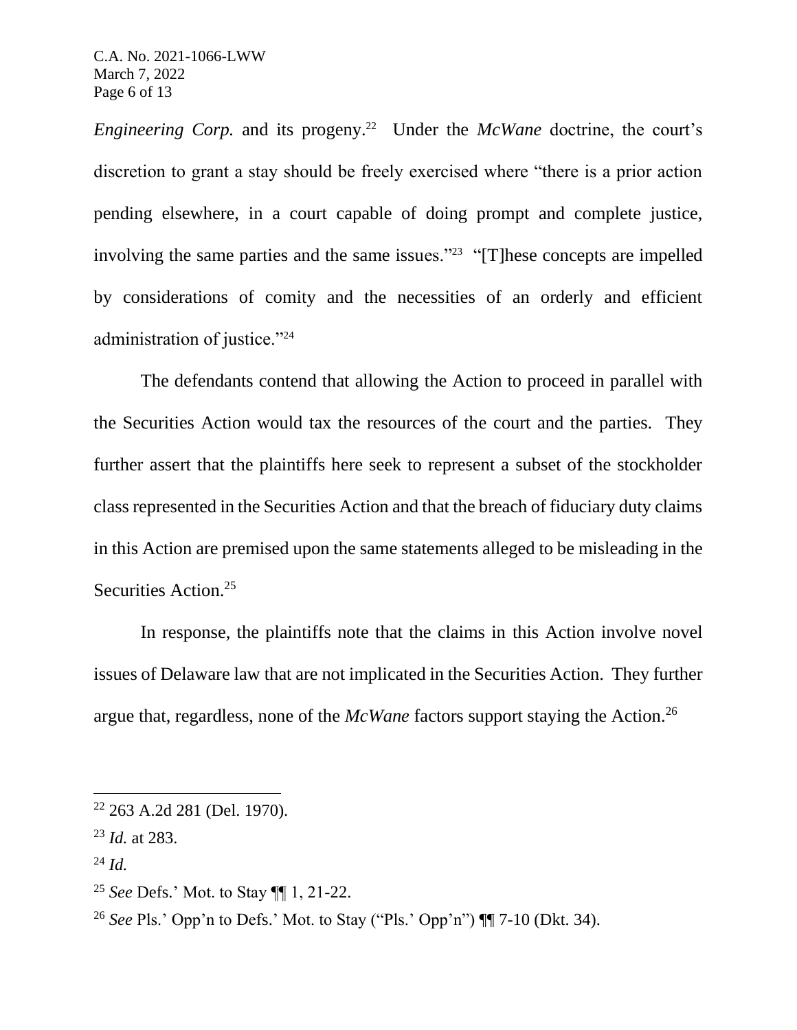*Engineering Corp.* and its progeny.[22] Under the *McWane* doctrine, the court's discretion to grant a stay should be freely exercised where "there is a prior action pending elsewhere, in a court capable of doing prompt and complete justice, involving the same parties and the same issues."[23] "[T]hese concepts are impelled by considerations of comity and the necessities of an orderly and efficient administration of justice."[24]

The defendants contend that allowing the Action to proceed in parallel with the Securities Action would tax the resources of the court and the parties. They further assert that the plaintiffs here seek to represent a subset of the stockholder class represented in the Securities Action and that the breach of fiduciary duty claims in this Action are premised upon the same statements alleged to be misleading in the Securities Action.[25]

In response, the plaintiffs note that the claims in this Action involve novel issues of Delaware law that are not implicated in the Securities Action. They further argue that, regardless, none of the *McWane* factors support staying the Action.[26]

---

[22] 263 A.2d 281 (Del. 1970).

[23] *Id.* at 283.

[24] *Id.*

[25] *See* Defs.' Mot. to Stay ¶¶ 1, 21-22.

[26] *See* Pls.' Opp'n to Defs.' Mot. to Stay ("Pls.' Opp'n") ¶¶ 7-10 (Dkt. 34).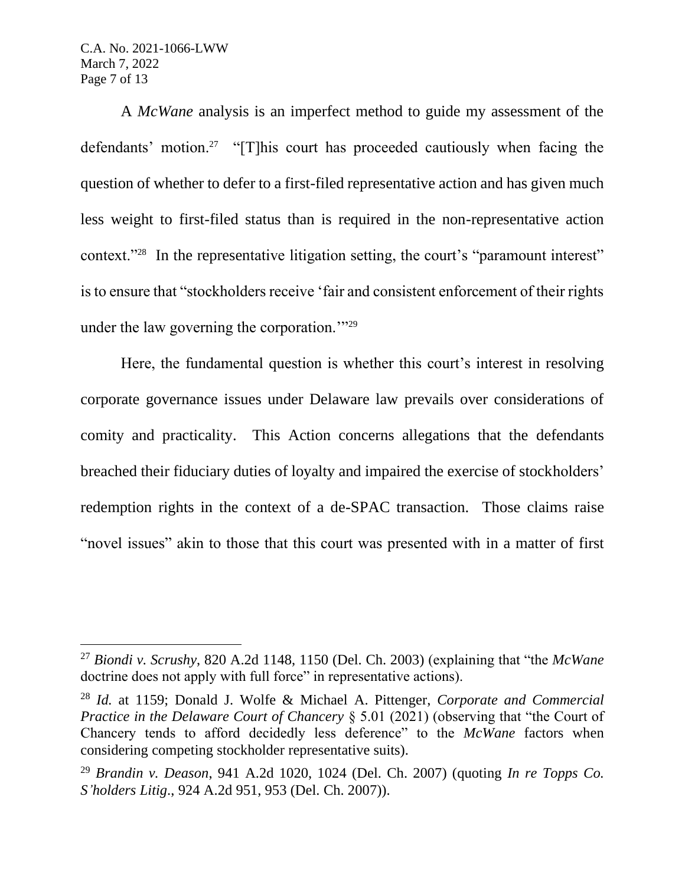A *McWane* analysis is an imperfect method to guide my assessment of the defendants' motion.[27] "[T]his court has proceeded cautiously when facing the question of whether to defer to a first-filed representative action and has given much less weight to first-filed status than is required in the non-representative action context."[28] In the representative litigation setting, the court's "paramount interest" is to ensure that "stockholders receive 'fair and consistent enforcement of their rights under the law governing the corporation.'"[29]

Here, the fundamental question is whether this court's interest in resolving corporate governance issues under Delaware law prevails over considerations of comity and practicality. This Action concerns allegations that the defendants breached their fiduciary duties of loyalty and impaired the exercise of stockholders' redemption rights in the context of a de-SPAC transaction. Those claims raise "novel issues" akin to those that this court was presented with in a matter of first

---

[27] *Biondi v. Scrushy*, 820 A.2d 1148, 1150 (Del. Ch. 2003) (explaining that "the *McWane* doctrine does not apply with full force" in representative actions).

[28] *Id.* at 1159; Donald J. Wolfe & Michael A. Pittenger, *Corporate and Commercial Practice in the Delaware Court of Chancery* § 5.01 (2021) (observing that "the Court of Chancery tends to afford decidedly less deference" to the *McWane* factors when considering competing stockholder representative suits).

[29] *Brandin v. Deason*, 941 A.2d 1020, 1024 (Del. Ch. 2007) (quoting *In re Topps Co. S'holders Litig.*, 924 A.2d 951, 953 (Del. Ch. 2007)).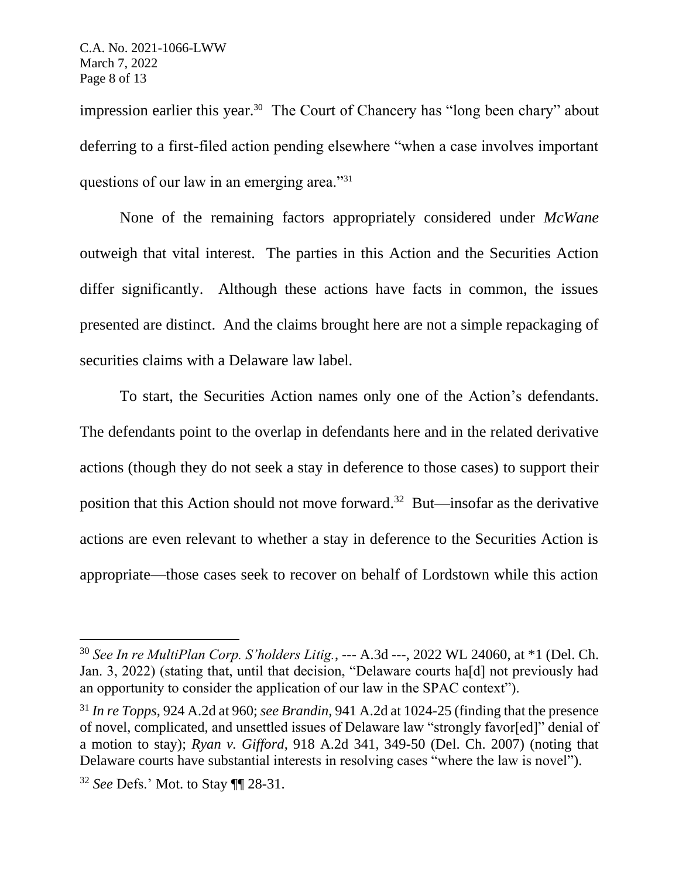impression earlier this year.[30] The Court of Chancery has "long been chary" about deferring to a first-filed action pending elsewhere "when a case involves important questions of our law in an emerging area."[31]

None of the remaining factors appropriately considered under *McWane* outweigh that vital interest. The parties in this Action and the Securities Action differ significantly. Although these actions have facts in common, the issues presented are distinct. And the claims brought here are not a simple repackaging of securities claims with a Delaware law label.

To start, the Securities Action names only one of the Action's defendants. The defendants point to the overlap in defendants here and in the related derivative actions (though they do not seek a stay in deference to those cases) to support their position that this Action should not move forward.[32] But—insofar as the derivative actions are even relevant to whether a stay in deference to the Securities Action is appropriate—those cases seek to recover on behalf of Lordstown while this action

---

[30] *See In re MultiPlan Corp. S'holders Litig.*, --- A.3d ---, 2022 WL 24060, at *1 (Del. Ch. Jan. 3, 2022) (stating that, until that decision, "Delaware courts ha[d] not previously had an opportunity to consider the application of our law in the SPAC context").

[31] *In re Topps*, 924 A.2d at 960; *see Brandin*, 941 A.2d at 1024-25 (finding that the presence of novel, complicated, and unsettled issues of Delaware law "strongly favor[ed]" denial of a motion to stay); *Ryan v. Gifford*, 918 A.2d 341, 349-50 (Del. Ch. 2007) (noting that Delaware courts have substantial interests in resolving cases "where the law is novel").

[32] *See* Defs.' Mot. to Stay ¶¶ 28-31.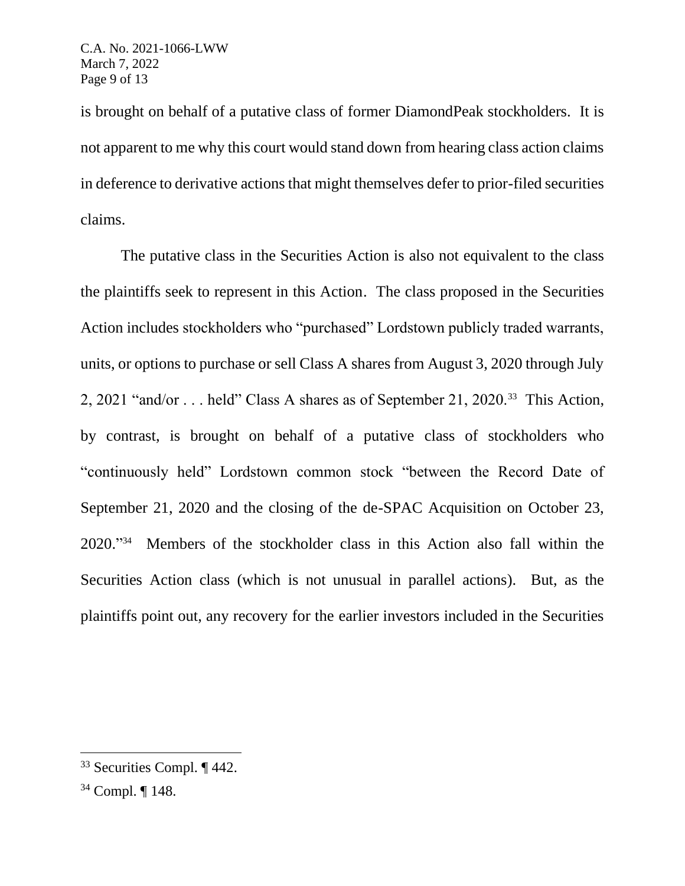is brought on behalf of a putative class of former DiamondPeak stockholders. It is not apparent to me why this court would stand down from hearing class action claims in deference to derivative actions that might themselves defer to prior-filed securities claims.

The putative class in the Securities Action is also not equivalent to the class the plaintiffs seek to represent in this Action. The class proposed in the Securities Action includes stockholders who "purchased" Lordstown publicly traded warrants, units, or options to purchase or sell Class A shares from August 3, 2020 through July 2, 2021 "and/or . . . held" Class A shares as of September 21, 2020.[33] This Action, by contrast, is brought on behalf of a putative class of stockholders who "continuously held" Lordstown common stock "between the Record Date of September 21, 2020 and the closing of the de-SPAC Acquisition on October 23, 2020."[34] Members of the stockholder class in this Action also fall within the Securities Action class (which is not unusual in parallel actions). But, as the plaintiffs point out, any recovery for the earlier investors included in the Securities

---

[33] Securities Compl. ¶ 442.

[34] Compl. ¶ 148.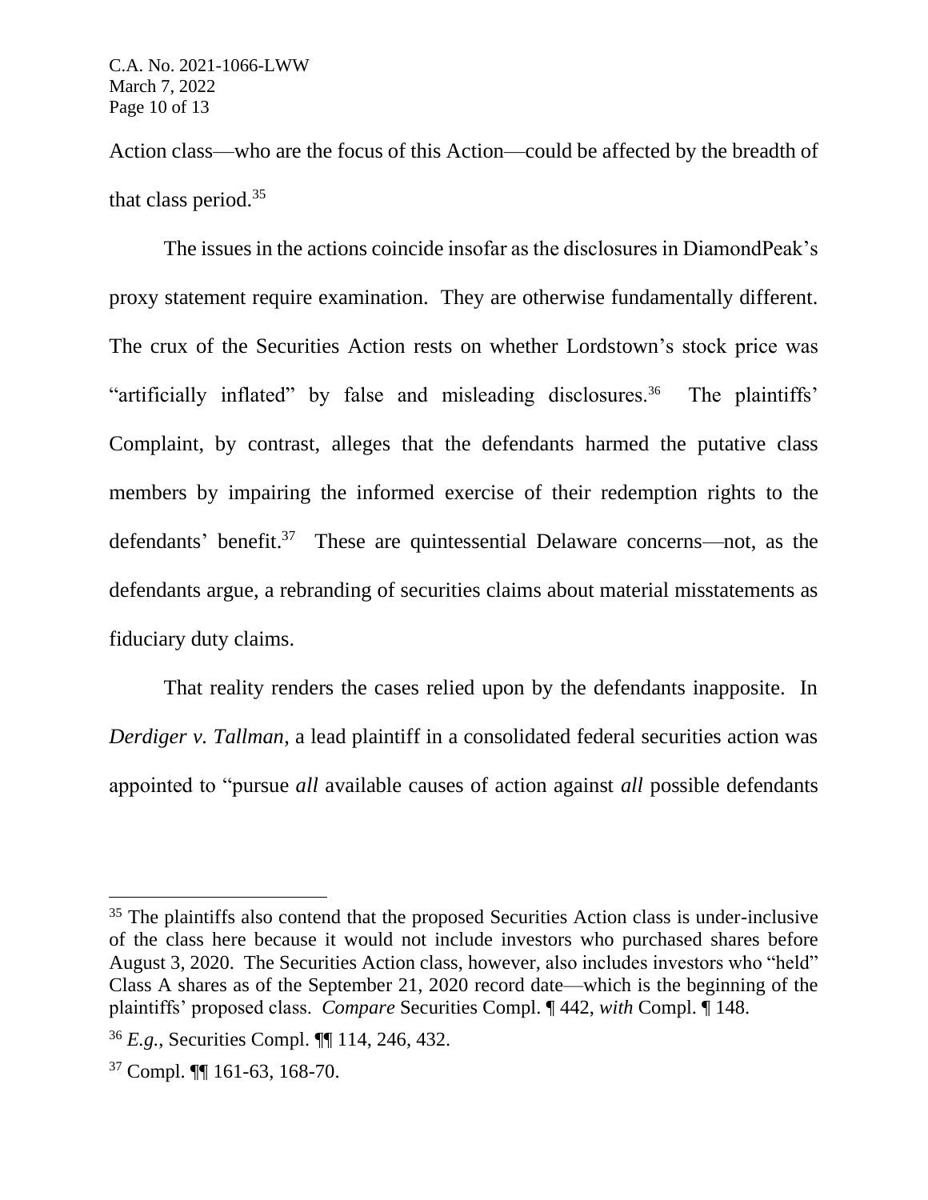Action class—who are the focus of this Action—could be affected by the breadth of that class period.[35]

The issues in the actions coincide insofar as the disclosures in DiamondPeak's proxy statement require examination. They are otherwise fundamentally different. The crux of the Securities Action rests on whether Lordstown's stock price was "artificially inflated" by false and misleading disclosures.[36] The plaintiffs' Complaint, by contrast, alleges that the defendants harmed the putative class members by impairing the informed exercise of their redemption rights to the defendants' benefit.[37] These are quintessential Delaware concerns—not, as the defendants argue, a rebranding of securities claims about material misstatements as fiduciary duty claims.

That reality renders the cases relied upon by the defendants inapposite. In *Derdiger v. Tallman*, a lead plaintiff in a consolidated federal securities action was appointed to "pursue *all* available causes of action against *all* possible defendants

---

[35] The plaintiffs also contend that the proposed Securities Action class is under-inclusive of the class here because it would not include investors who purchased shares before August 3, 2020. The Securities Action class, however, also includes investors who "held" Class A shares as of the September 21, 2020 record date—which is the beginning of the plaintiffs' proposed class. *Compare* Securities Compl. ¶ 442, *with* Compl. ¶ 148.

[36] *E.g.*, Securities Compl. ¶¶ 114, 246, 432.

[37] Compl. ¶¶ 161-63, 168-70.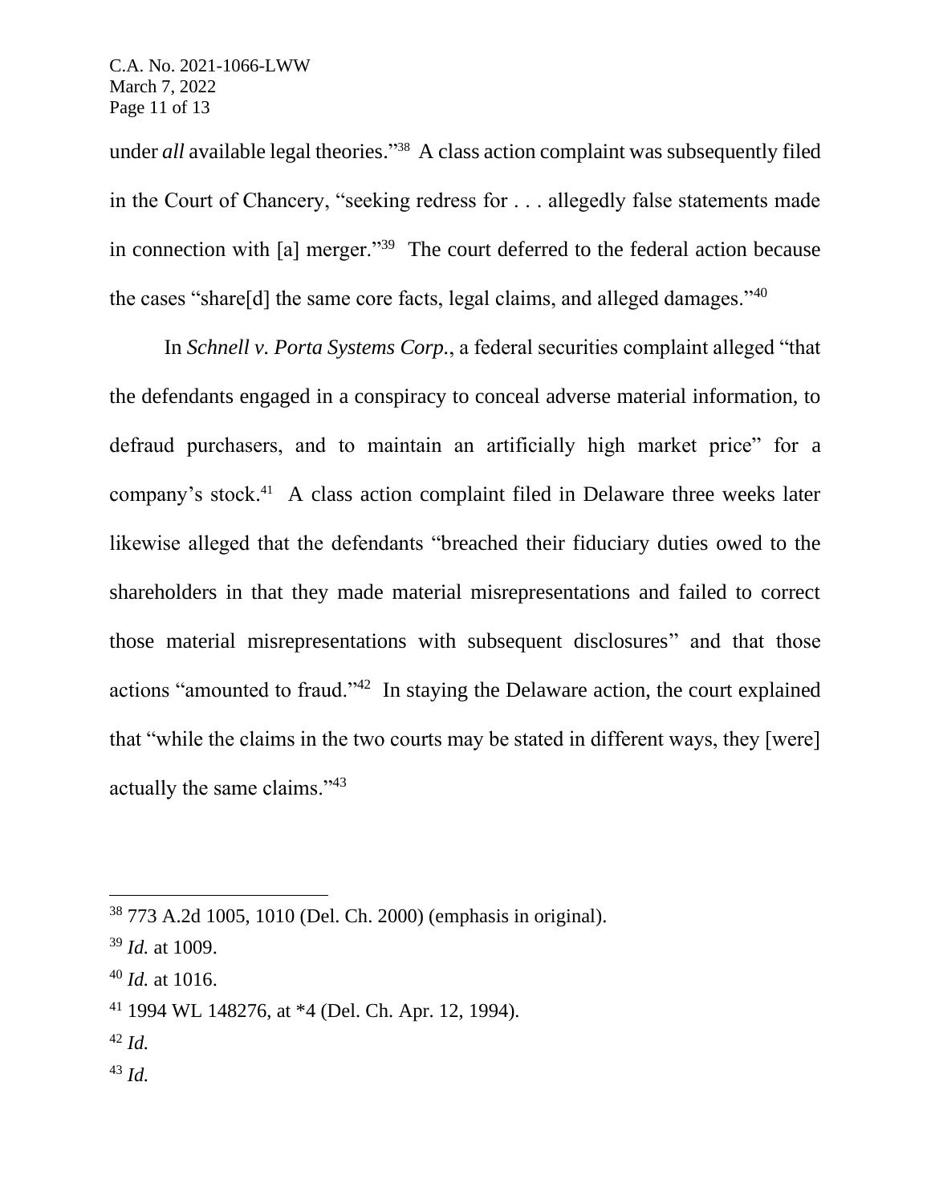under *all* available legal theories."[38] A class action complaint was subsequently filed in the Court of Chancery, "seeking redress for . . . allegedly false statements made in connection with [a] merger."[39] The court deferred to the federal action because the cases "share[d] the same core facts, legal claims, and alleged damages."[40]

In *Schnell v. Porta Systems Corp.*, a federal securities complaint alleged "that the defendants engaged in a conspiracy to conceal adverse material information, to defraud purchasers, and to maintain an artificially high market price" for a company's stock.[41] A class action complaint filed in Delaware three weeks later likewise alleged that the defendants "breached their fiduciary duties owed to the shareholders in that they made material misrepresentations and failed to correct those material misrepresentations with subsequent disclosures" and that those actions "amounted to fraud."[42] In staying the Delaware action, the court explained that "while the claims in the two courts may be stated in different ways, they [were] actually the same claims."[43]

---

[38] 773 A.2d 1005, 1010 (Del. Ch. 2000) (emphasis in original).

[39] *Id.* at 1009.

[40] *Id.* at 1016.

[41] 1994 WL 148276, at *4 (Del. Ch. Apr. 12, 1994).

[42] *Id.*

[43] *Id.*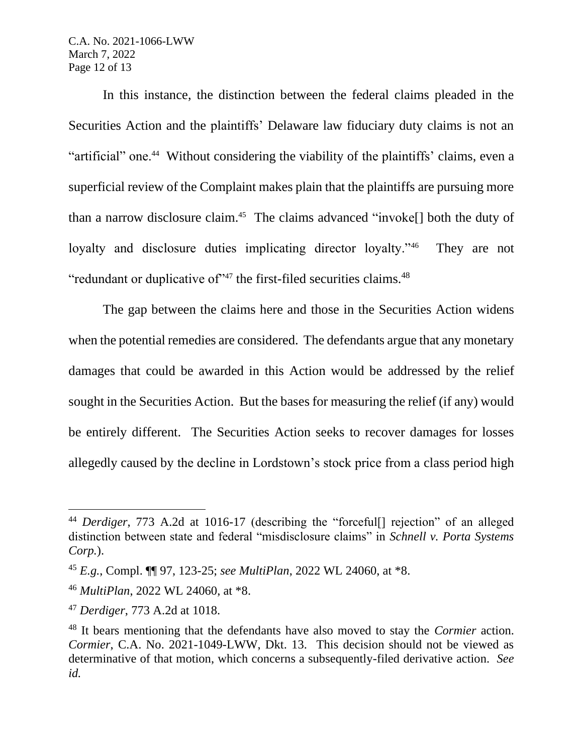In this instance, the distinction between the federal claims pleaded in the Securities Action and the plaintiffs' Delaware law fiduciary duty claims is not an "artificial" one.[44] Without considering the viability of the plaintiffs' claims, even a superficial review of the Complaint makes plain that the plaintiffs are pursuing more than a narrow disclosure claim.[45] The claims advanced "invoke[] both the duty of loyalty and disclosure duties implicating director loyalty."[46] They are not "redundant or duplicative of"[47] the first-filed securities claims.[48]

The gap between the claims here and those in the Securities Action widens when the potential remedies are considered. The defendants argue that any monetary damages that could be awarded in this Action would be addressed by the relief sought in the Securities Action. But the bases for measuring the relief (if any) would be entirely different. The Securities Action seeks to recover damages for losses allegedly caused by the decline in Lordstown's stock price from a class period high

---

[44] *Derdiger*, 773 A.2d at 1016-17 (describing the "forceful[] rejection" of an alleged distinction between state and federal "misdisclosure claims" in *Schnell v. Porta Systems Corp.*).

[45] *E.g.*, Compl. ¶¶ 97, 123-25; *see MultiPlan*, 2022 WL 24060, at *8.

[46] *MultiPlan*, 2022 WL 24060, at *8.

[47] *Derdiger*, 773 A.2d at 1018.

[48] It bears mentioning that the defendants have also moved to stay the *Cormier* action. *Cormier*, C.A. No. 2021-1049-LWW, Dkt. 13. This decision should not be viewed as determinative of that motion, which concerns a subsequently-filed derivative action. *See id.*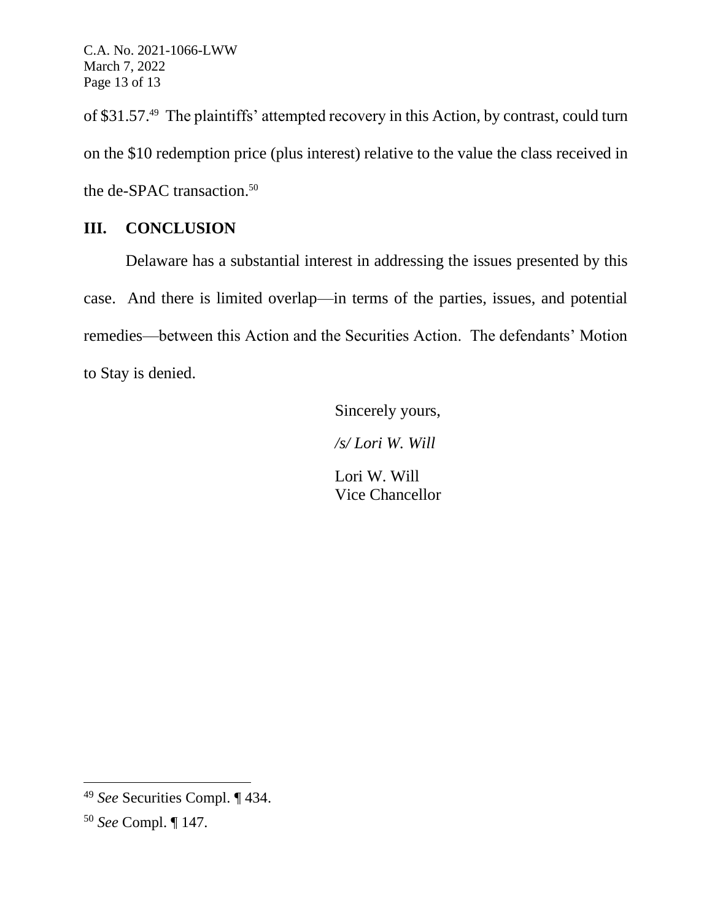of $31.57.[49] The plaintiffs' attempted recovery in this Action, by contrast, could turn on the $10 redemption price (plus interest) relative to the value the class received in the de-SPAC transaction.[50]

## III. CONCLUSION

Delaware has a substantial interest in addressing the issues presented by this case. And there is limited overlap—in terms of the parties, issues, and potential remedies—between this Action and the Securities Action. The defendants' Motion to Stay is denied.

Sincerely yours,

*/s/ Lori W. Will*

Lori W. Will
Vice Chancellor

---

[49] *See* Securities Compl. ¶ 434.

[50] *See* Compl. ¶ 147.